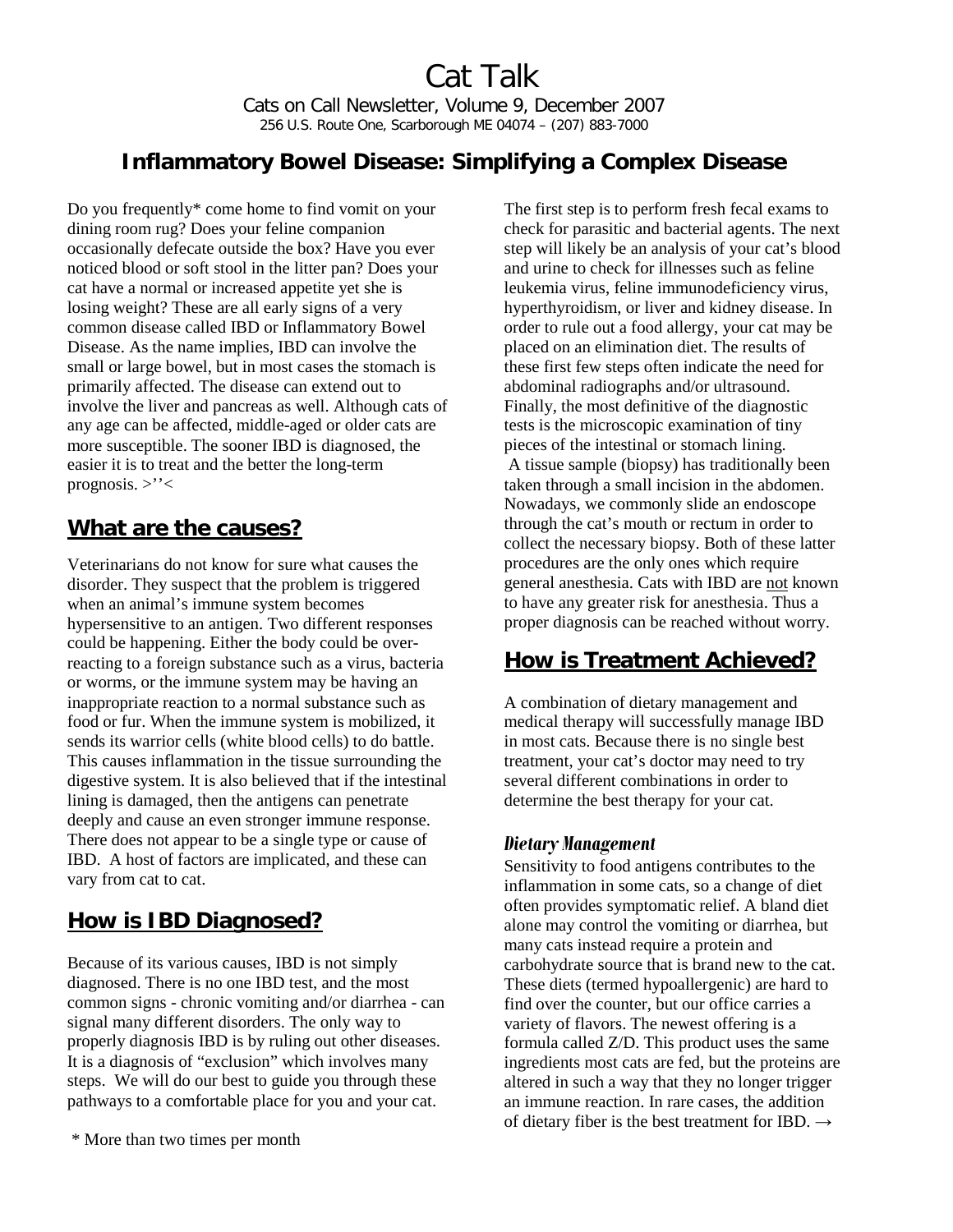# Cat Talk

Cats on Call Newsletter, Volume 9, December 2007

256 U.S. Route One, Scarborough ME 04074 – (207) 883-7000

## Inflammatory Bowel Disease: Simplifying a Complex Disease

Do you frequently* come home to find vomit on your dining room rug? Does your feline companion occasionally defecate outside the box? Have you ever noticed blood or soft stool in the litter pan? Does your cat have a normal or increased appetite yet she is losing weight? These are all early signs of a very common disease called IBD or Inflammatory Bowel Disease. As the name implies, IBD can involve the small or large bowel, but in most cases the stomach is primarily affected. The disease can extend out to involve the liver and pancreas as well. Although cats of any age can be affected, middle-aged or older cats are more susceptible. The sooner IBD is diagnosed, the easier it is to treat and the better the long-term prognosis. >''<

## What are the causes?

Veterinarians do not know for sure what causes the disorder. They suspect that the problem is triggered when an animal's immune system becomes hypersensitive to an antigen. Two different responses could be happening. Either the body could be over-reacting to a foreign substance such as a virus, bacteria or worms, or the immune system may be having an inappropriate reaction to a normal substance such as food or fur. When the immune system is mobilized, it sends its warrior cells (white blood cells) to do battle. This causes inflammation in the tissue surrounding the digestive system. It is also believed that if the intestinal lining is damaged, then the antigens can penetrate deeply and cause an even stronger immune response. There does not appear to be a single type or cause of IBD. A host of factors are implicated, and these can vary from cat to cat.

## How is IBD Diagnosed?

Because of its various causes, IBD is not simply diagnosed. There is no one IBD test, and the most common signs - chronic vomiting and/or diarrhea - can signal many different disorders. The only way to properly diagnosis IBD is by ruling out other diseases. It is a diagnosis of "exclusion" which involves many steps. We will do our best to guide you through these pathways to a comfortable place for you and your cat.

\* More than two times per month

The first step is to perform fresh fecal exams to check for parasitic and bacterial agents. The next step will likely be an analysis of your cat's blood and urine to check for illnesses such as feline leukemia virus, feline immunodeficiency virus, hyperthyroidism, or liver and kidney disease. In order to rule out a food allergy, your cat may be placed on an elimination diet. The results of these first few steps often indicate the need for abdominal radiographs and/or ultrasound. Finally, the most definitive of the diagnostic tests is the microscopic examination of tiny pieces of the intestinal or stomach lining. A tissue sample (biopsy) has traditionally been taken through a small incision in the abdomen. Nowadays, we commonly slide an endoscope through the cat's mouth or rectum in order to collect the necessary biopsy. Both of these latter procedures are the only ones which require general anesthesia. Cats with IBD are <u>not</u> known to have any greater risk for anesthesia. Thus a proper diagnosis can be reached without worry.

## How is Treatment Achieved?

A combination of dietary management and medical therapy will successfully manage IBD in most cats. Because there is no single best treatment, your cat's doctor may need to try several different combinations in order to determine the best therapy for your cat.

### *Dietary Management*

Sensitivity to food antigens contributes to the inflammation in some cats, so a change of diet often provides symptomatic relief. A bland diet alone may control the vomiting or diarrhea, but many cats instead require a protein and carbohydrate source that is brand new to the cat. These diets (termed hypoallergenic) are hard to find over the counter, but our office carries a variety of flavors. The newest offering is a formula called Z/D. This product uses the same ingredients most cats are fed, but the proteins are altered in such a way that they no longer trigger an immune reaction. In rare cases, the addition of dietary fiber is the best treatment for IBD. →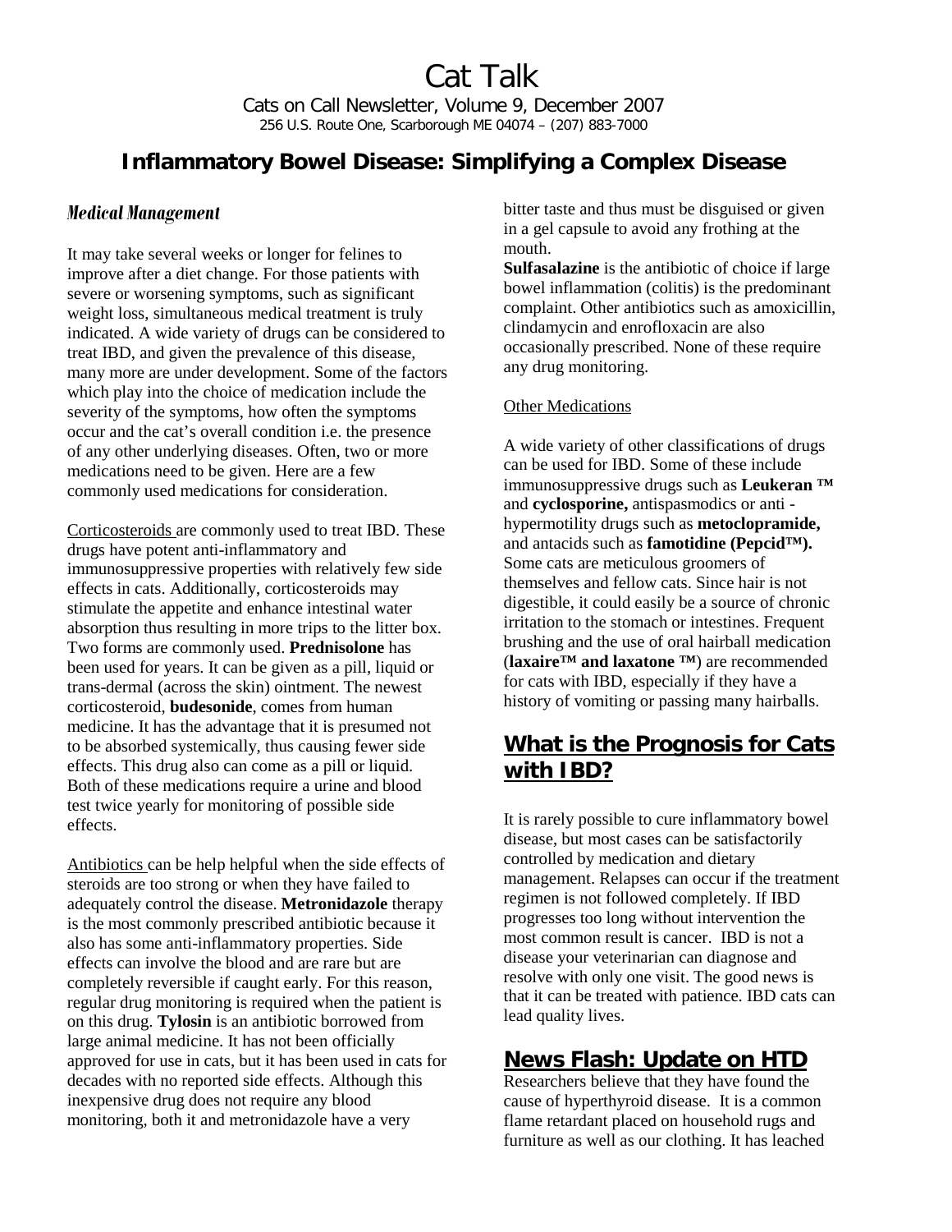# Cat Talk

Cats on Call Newsletter, Volume 9, December 2007

256 U.S. Route One, Scarborough ME 04074 – (207) 883-7000

## Inflammatory Bowel Disease: Simplifying a Complex Disease

### *Medical Management*

It may take several weeks or longer for felines to improve after a diet change. For those patients with severe or worsening symptoms, such as significant weight loss, simultaneous medical treatment is truly indicated. A wide variety of drugs can be considered to treat IBD, and given the prevalence of this disease, many more are under development. Some of the factors which play into the choice of medication include the severity of the symptoms, how often the symptoms occur and the cat's overall condition i.e. the presence of any other underlying diseases. Often, two or more medications need to be given. Here are a few commonly used medications for consideration.

Corticosteroids are commonly used to treat IBD. These drugs have potent anti-inflammatory and immunosuppressive properties with relatively few side effects in cats. Additionally, corticosteroids may stimulate the appetite and enhance intestinal water absorption thus resulting in more trips to the litter box. Two forms are commonly used. **Prednisolone** has been used for years. It can be given as a pill, liquid or trans-dermal (across the skin) ointment. The newest corticosteroid, **budesonide**, comes from human medicine. It has the advantage that it is presumed not to be absorbed systemically, thus causing fewer side effects. This drug also can come as a pill or liquid. Both of these medications require a urine and blood test twice yearly for monitoring of possible side effects.

Antibiotics can be help helpful when the side effects of steroids are too strong or when they have failed to adequately control the disease. **Metronidazole** therapy is the most commonly prescribed antibiotic because it also has some anti-inflammatory properties. Side effects can involve the blood and are rare but are completely reversible if caught early. For this reason, regular drug monitoring is required when the patient is on this drug. **Tylosin** is an antibiotic borrowed from large animal medicine. It has not been officially approved for use in cats, but it has been used in cats for decades with no reported side effects. Although this inexpensive drug does not require any blood monitoring, both it and metronidazole have a very bitter taste and thus must be disguised or given in a gel capsule to avoid any frothing at the mouth.

**Sulfasalazine** is the antibiotic of choice if large bowel inflammation (colitis) is the predominant complaint. Other antibiotics such as amoxicillin, clindamycin and enrofloxacin are also occasionally prescribed. None of these require any drug monitoring.

Other Medications

A wide variety of other classifications of drugs can be used for IBD. Some of these include immunosuppressive drugs such as **Leukeran ™** and **cyclosporine,** antispasmodics or anti - hypermotility drugs such as **metoclopramide,** and antacids such as **famotidine (Pepcid™).** Some cats are meticulous groomers of themselves and fellow cats. Since hair is not digestible, it could easily be a source of chronic irritation to the stomach or intestines. Frequent brushing and the use of oral hairball medication (**laxaire™ and laxatone ™**) are recommended for cats with IBD, especially if they have a history of vomiting or passing many hairballs.

## What is the Prognosis for Cats with IBD?

It is rarely possible to cure inflammatory bowel disease, but most cases can be satisfactorily controlled by medication and dietary management. Relapses can occur if the treatment regimen is not followed completely. If IBD progresses too long without intervention the most common result is cancer. IBD is not a disease your veterinarian can diagnose and resolve with only one visit. The good news is that it can be treated with patience. IBD cats can lead quality lives.

## News Flash: Update on HTD

Researchers believe that they have found the cause of hyperthyroid disease. It is a common flame retardant placed on household rugs and furniture as well as our clothing. It has leached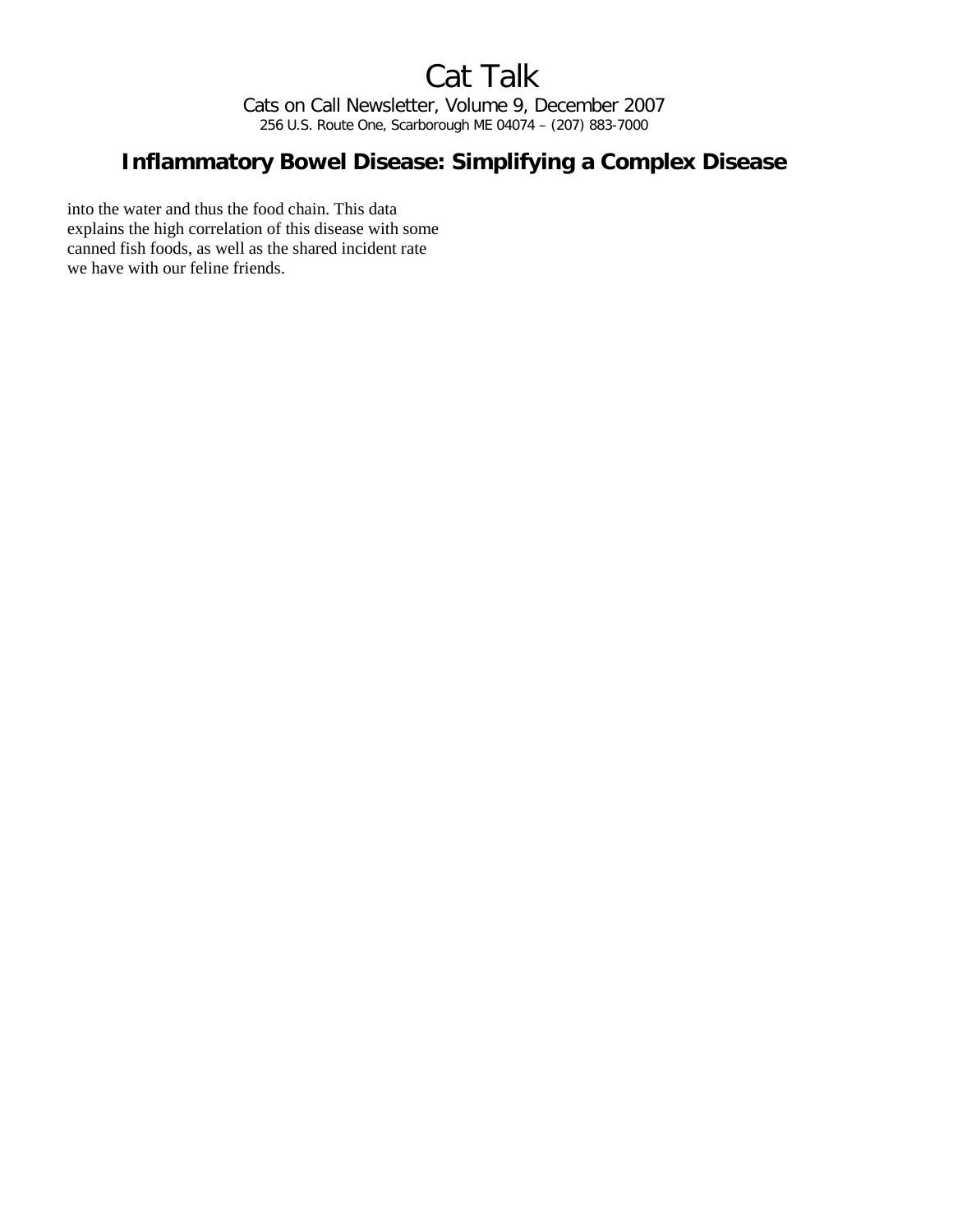into the water and thus the food chain. This data explains the high correlation of this disease with some canned fish foods, as well as the shared incident rate we have with our feline friends.